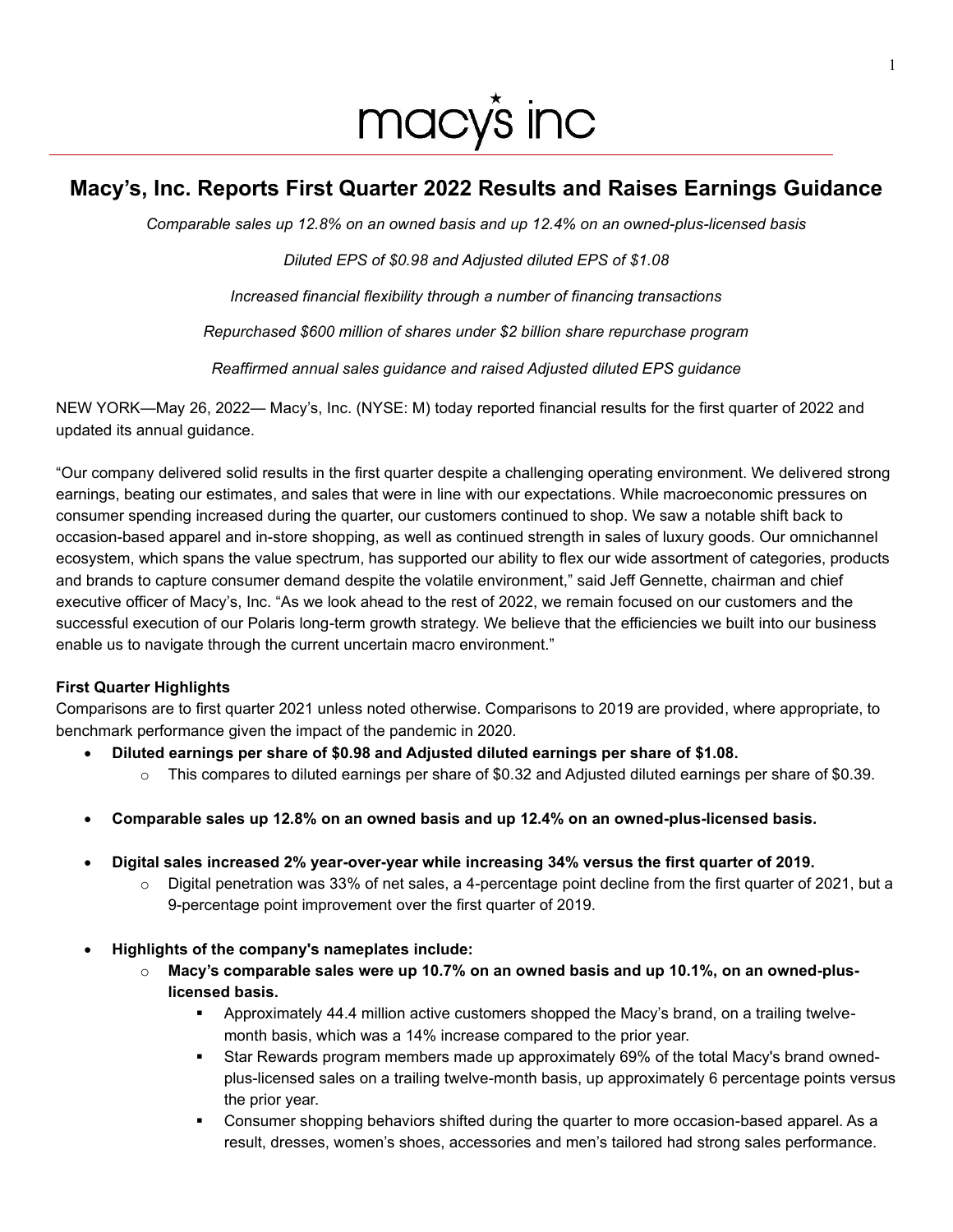macy's inc

# Macy's, Inc. Reports First Quarter 2022 Results and Raises Earnings Guidance

*Comparable sales up 12.8% on an owned basis and up 12.4% on an owned-plus-licensed basis*

*Diluted EPS of $0.98 and Adjusted diluted EPS of $1.08*

*Increased financial flexibility through a number of financing transactions*

*Repurchased $600 million of shares under $2 billion share repurchase program*

*Reaffirmed annual sales guidance and raised Adjusted diluted EPS guidance*

NEW YORK—May 26, 2022— Macy's, Inc. (NYSE: M) today reported financial results for the first quarter of 2022 and updated its annual guidance.

"Our company delivered solid results in the first quarter despite a challenging operating environment. We delivered strong earnings, beating our estimates, and sales that were in line with our expectations. While macroeconomic pressures on consumer spending increased during the quarter, our customers continued to shop. We saw a notable shift back to occasion-based apparel and in-store shopping, as well as continued strength in sales of luxury goods. Our omnichannel ecosystem, which spans the value spectrum, has supported our ability to flex our wide assortment of categories, products and brands to capture consumer demand despite the volatile environment," said Jeff Gennette, chairman and chief executive officer of Macy's, Inc. "As we look ahead to the rest of 2022, we remain focused on our customers and the successful execution of our Polaris long-term growth strategy. We believe that the efficiencies we built into our business enable us to navigate through the current uncertain macro environment."

**First Quarter Highlights**

Comparisons are to first quarter 2021 unless noted otherwise. Comparisons to 2019 are provided, where appropriate, to benchmark performance given the impact of the pandemic in 2020.

- **Diluted earnings per share of $0.98 and Adjusted diluted earnings per share of $1.08.**
  - This compares to diluted earnings per share of $0.32 and Adjusted diluted earnings per share of $0.39.
- **Comparable sales up 12.8% on an owned basis and up 12.4% on an owned-plus-licensed basis.**
- **Digital sales increased 2% year-over-year while increasing 34% versus the first quarter of 2019.**
  - Digital penetration was 33% of net sales, a 4-percentage point decline from the first quarter of 2021, but a 9-percentage point improvement over the first quarter of 2019.
- **Highlights of the company's nameplates include:**
  - **Macy's comparable sales were up 10.7% on an owned basis and up 10.1%, on an owned-plus-licensed basis.**
    - Approximately 44.4 million active customers shopped the Macy's brand, on a trailing twelve-month basis, which was a 14% increase compared to the prior year.
    - Star Rewards program members made up approximately 69% of the total Macy's brand owned-plus-licensed sales on a trailing twelve-month basis, up approximately 6 percentage points versus the prior year.
    - Consumer shopping behaviors shifted during the quarter to more occasion-based apparel. As a result, dresses, women's shoes, accessories and men's tailored had strong sales performance.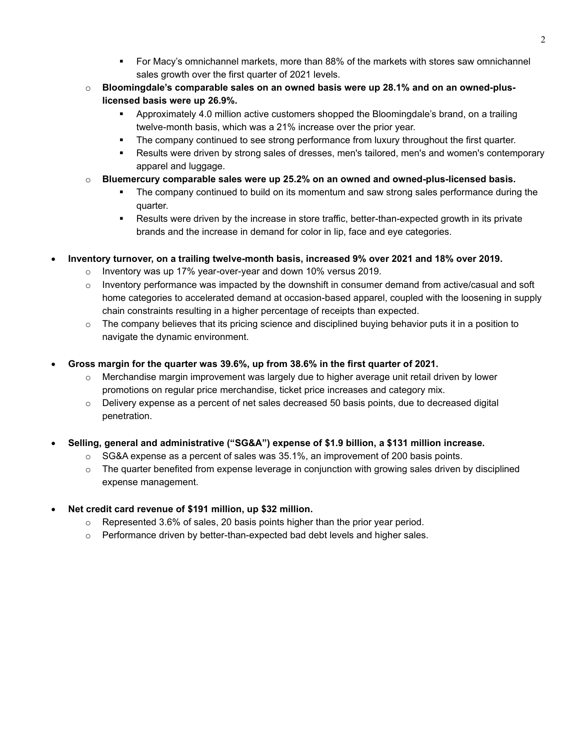- For Macy's omnichannel markets, more than 88% of the markets with stores saw omnichannel sales growth over the first quarter of 2021 levels.
    - **Bloomingdale's comparable sales on an owned basis were up 28.1% and on an owned-plus-licensed basis were up 26.9%.**
        - Approximately 4.0 million active customers shopped the Bloomingdale's brand, on a trailing twelve-month basis, which was a 21% increase over the prior year.
        - The company continued to see strong performance from luxury throughout the first quarter.
        - Results were driven by strong sales of dresses, men's tailored, men's and women's contemporary apparel and luggage.
    - **Bluemercury comparable sales were up 25.2% on an owned and owned-plus-licensed basis.**
        - The company continued to build on its momentum and saw strong sales performance during the quarter.
        - Results were driven by the increase in store traffic, better-than-expected growth in its private brands and the increase in demand for color in lip, face and eye categories.

- **Inventory turnover, on a trailing twelve-month basis, increased 9% over 2021 and 18% over 2019.**
    - Inventory was up 17% year-over-year and down 10% versus 2019.
    - Inventory performance was impacted by the downshift in consumer demand from active/casual and soft home categories to accelerated demand at occasion-based apparel, coupled with the loosening in supply chain constraints resulting in a higher percentage of receipts than expected.
    - The company believes that its pricing science and disciplined buying behavior puts it in a position to navigate the dynamic environment.

- **Gross margin for the quarter was 39.6%, up from 38.6% in the first quarter of 2021.**
    - Merchandise margin improvement was largely due to higher average unit retail driven by lower promotions on regular price merchandise, ticket price increases and category mix.
    - Delivery expense as a percent of net sales decreased 50 basis points, due to decreased digital penetration.

- **Selling, general and administrative ("SG&A") expense of $1.9 billion, a $131 million increase.**
    - SG&A expense as a percent of sales was 35.1%, an improvement of 200 basis points.
    - The quarter benefited from expense leverage in conjunction with growing sales driven by disciplined expense management.

- **Net credit card revenue of $191 million, up $32 million.**
    - Represented 3.6% of sales, 20 basis points higher than the prior year period.
    - Performance driven by better-than-expected bad debt levels and higher sales.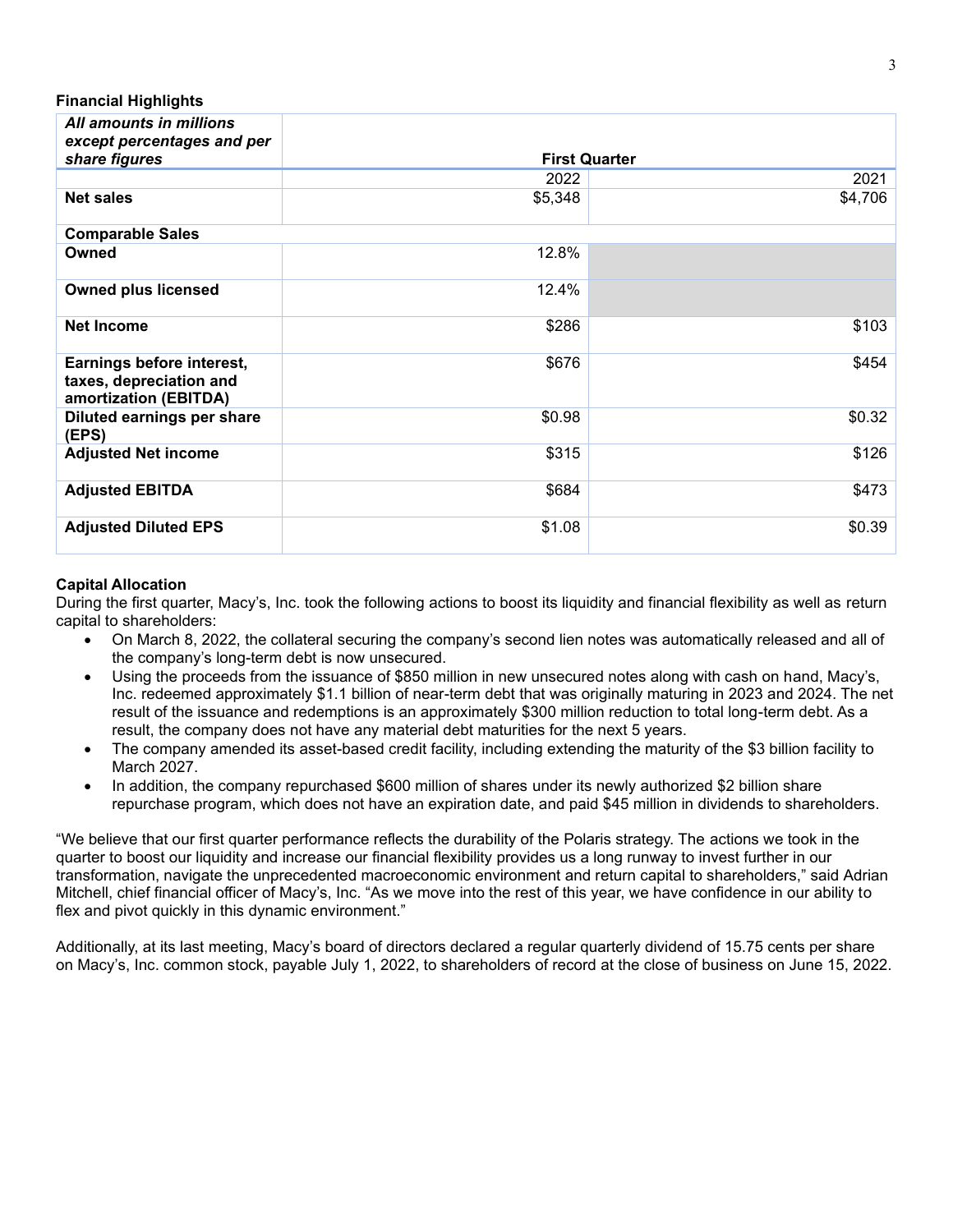**Financial Highlights**

| *All amounts in millions except percentages and per share figures* | First Quarter | |
|---|---|---|
| | 2022 | 2021 |
| **Net sales** | $5,348 | $4,706 |
| **Comparable Sales** | | |
| **Owned** | 12.8% | |
| **Owned plus licensed** | 12.4% | |
| **Net Income** | $286 | $103 |
| **Earnings before interest, taxes, depreciation and amortization (EBITDA)** | $676 | $454 |
| **Diluted earnings per share (EPS)** | $0.98 | $0.32 |
| **Adjusted Net income** | $315 | $126 |
| **Adjusted EBITDA** | $684 | $473 |
| **Adjusted Diluted EPS** | $1.08 | $0.39 |

**Capital Allocation**

During the first quarter, Macy's, Inc. took the following actions to boost its liquidity and financial flexibility as well as return capital to shareholders:

- On March 8, 2022, the collateral securing the company's second lien notes was automatically released and all of the company's long-term debt is now unsecured.
- Using the proceeds from the issuance of $850 million in new unsecured notes along with cash on hand, Macy's, Inc. redeemed approximately $1.1 billion of near-term debt that was originally maturing in 2023 and 2024. The net result of the issuance and redemptions is an approximately $300 million reduction to total long-term debt. As a result, the company does not have any material debt maturities for the next 5 years.
- The company amended its asset-based credit facility, including extending the maturity of the $3 billion facility to March 2027.
- In addition, the company repurchased $600 million of shares under its newly authorized $2 billion share repurchase program, which does not have an expiration date, and paid $45 million in dividends to shareholders.

"We believe that our first quarter performance reflects the durability of the Polaris strategy. The actions we took in the quarter to boost our liquidity and increase our financial flexibility provides us a long runway to invest further in our transformation, navigate the unprecedented macroeconomic environment and return capital to shareholders," said Adrian Mitchell, chief financial officer of Macy's, Inc. "As we move into the rest of this year, we have confidence in our ability to flex and pivot quickly in this dynamic environment."

Additionally, at its last meeting, Macy's board of directors declared a regular quarterly dividend of 15.75 cents per share on Macy's, Inc. common stock, payable July 1, 2022, to shareholders of record at the close of business on June 15, 2022.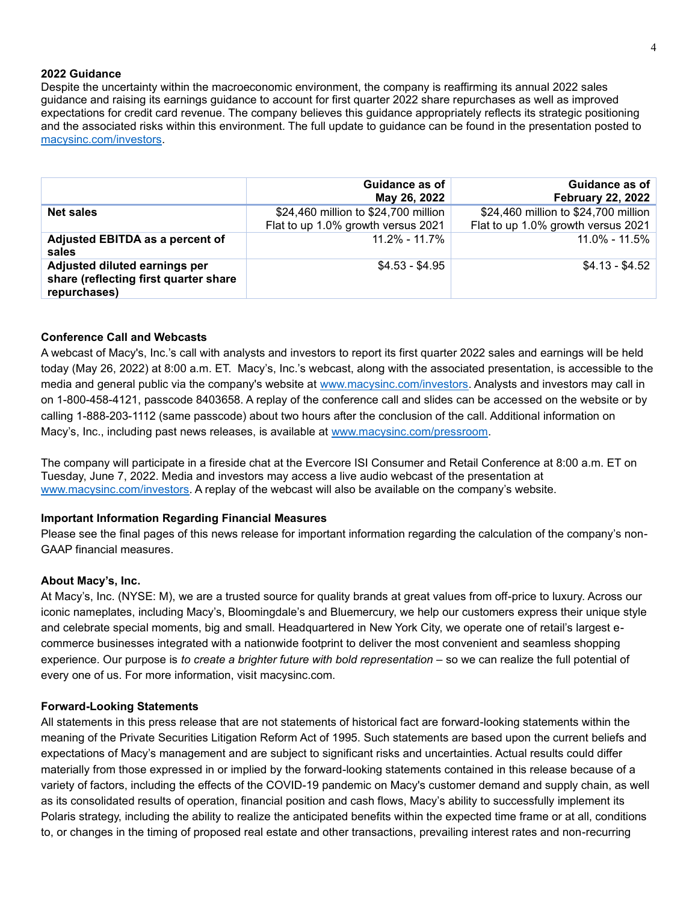**2022 Guidance**

Despite the uncertainty within the macroeconomic environment, the company is reaffirming its annual 2022 sales guidance and raising its earnings guidance to account for first quarter 2022 share repurchases as well as improved expectations for credit card revenue. The company believes this guidance appropriately reflects its strategic positioning and the associated risks within this environment. The full update to guidance can be found in the presentation posted to macysinc.com/investors.

| | Guidance as of May 26, 2022 | Guidance as of February 22, 2022 |
|---|---|---|
| **Net sales** | $24,460 million to $24,700 million<br>Flat to up 1.0% growth versus 2021 | $24,460 million to $24,700 million<br>Flat to up 1.0% growth versus 2021 |
| **Adjusted EBITDA as a percent of sales** | 11.2% - 11.7% | 11.0% - 11.5% |
| **Adjusted diluted earnings per share (reflecting first quarter share repurchases)** | $4.53 - $4.95 | $4.13 - $4.52 |

**Conference Call and Webcasts**

A webcast of Macy's, Inc.'s call with analysts and investors to report its first quarter 2022 sales and earnings will be held today (May 26, 2022) at 8:00 a.m. ET. Macy's, Inc.'s webcast, along with the associated presentation, is accessible to the media and general public via the company's website at www.macysinc.com/investors. Analysts and investors may call in on 1-800-458-4121, passcode 8403658. A replay of the conference call and slides can be accessed on the website or by calling 1-888-203-1112 (same passcode) about two hours after the conclusion of the call. Additional information on Macy's, Inc., including past news releases, is available at www.macysinc.com/pressroom.

The company will participate in a fireside chat at the Evercore ISI Consumer and Retail Conference at 8:00 a.m. ET on Tuesday, June 7, 2022. Media and investors may access a live audio webcast of the presentation at www.macysinc.com/investors. A replay of the webcast will also be available on the company's website.

**Important Information Regarding Financial Measures**

Please see the final pages of this news release for important information regarding the calculation of the company's non-GAAP financial measures.

**About Macy's, Inc.**

At Macy's, Inc. (NYSE: M), we are a trusted source for quality brands at great values from off-price to luxury. Across our iconic nameplates, including Macy's, Bloomingdale's and Bluemercury, we help our customers express their unique style and celebrate special moments, big and small. Headquartered in New York City, we operate one of retail's largest e-commerce businesses integrated with a nationwide footprint to deliver the most convenient and seamless shopping experience. Our purpose is *to create a brighter future with bold representation* – so we can realize the full potential of every one of us. For more information, visit macysinc.com.

**Forward-Looking Statements**

All statements in this press release that are not statements of historical fact are forward-looking statements within the meaning of the Private Securities Litigation Reform Act of 1995. Such statements are based upon the current beliefs and expectations of Macy's management and are subject to significant risks and uncertainties. Actual results could differ materially from those expressed in or implied by the forward-looking statements contained in this release because of a variety of factors, including the effects of the COVID-19 pandemic on Macy's customer demand and supply chain, as well as its consolidated results of operation, financial position and cash flows, Macy's ability to successfully implement its Polaris strategy, including the ability to realize the anticipated benefits within the expected time frame or at all, conditions to, or changes in the timing of proposed real estate and other transactions, prevailing interest rates and non-recurring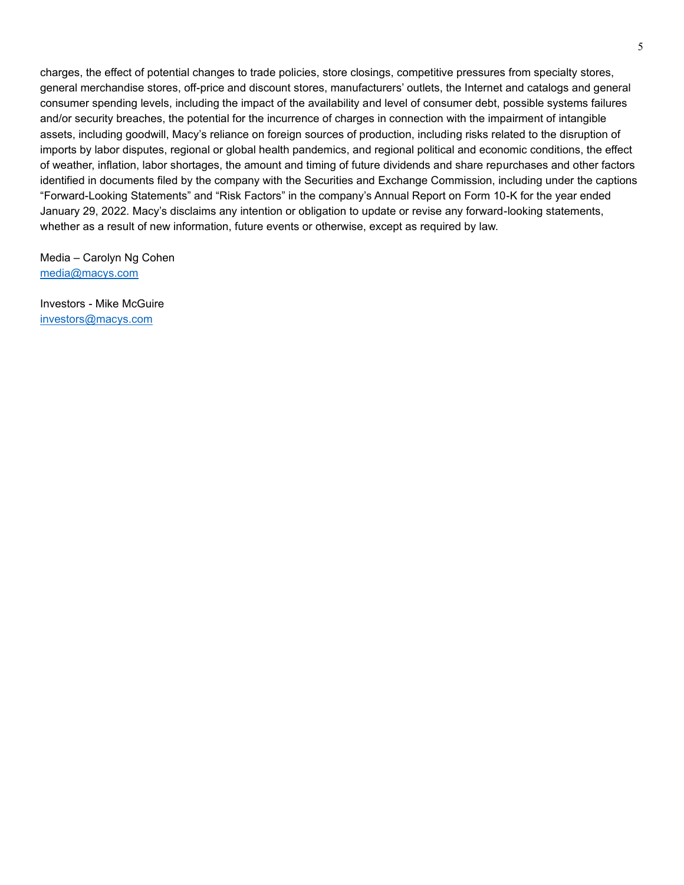charges, the effect of potential changes to trade policies, store closings, competitive pressures from specialty stores, general merchandise stores, off-price and discount stores, manufacturers' outlets, the Internet and catalogs and general consumer spending levels, including the impact of the availability and level of consumer debt, possible systems failures and/or security breaches, the potential for the incurrence of charges in connection with the impairment of intangible assets, including goodwill, Macy's reliance on foreign sources of production, including risks related to the disruption of imports by labor disputes, regional or global health pandemics, and regional political and economic conditions, the effect of weather, inflation, labor shortages, the amount and timing of future dividends and share repurchases and other factors identified in documents filed by the company with the Securities and Exchange Commission, including under the captions "Forward-Looking Statements" and "Risk Factors" in the company's Annual Report on Form 10-K for the year ended January 29, 2022. Macy's disclaims any intention or obligation to update or revise any forward-looking statements, whether as a result of new information, future events or otherwise, except as required by law.

Media – Carolyn Ng Cohen
media@macys.com

Investors - Mike McGuire
investors@macys.com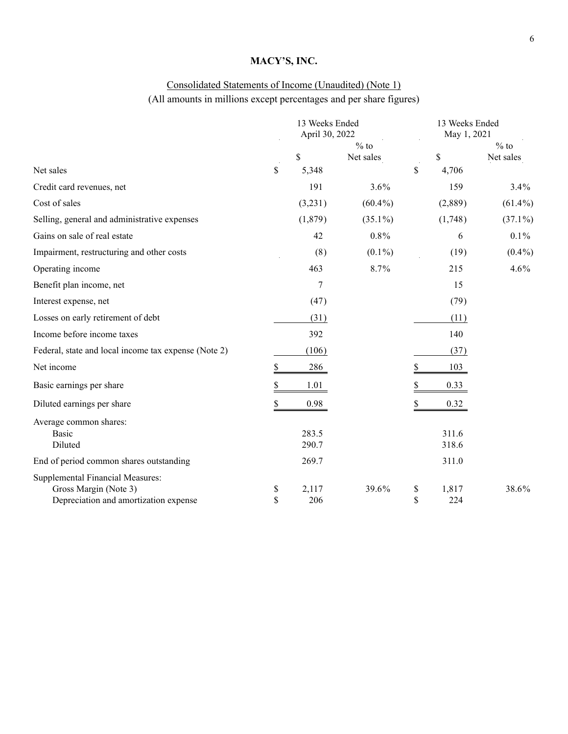## MACY'S, INC.

Consolidated Statements of Income (Unaudited) (Note 1)
(All amounts in millions except percentages and per share figures)

| | 13 Weeks Ended April 30, 2022 | | 13 Weeks Ended May 1, 2021 | |
|---|---|---|---|---|
| | $ | % to Net sales | $ | % to Net sales |
| Net sales | $ 5,348 | | $ 4,706 | |
| Credit card revenues, net | 191 | 3.6% | 159 | 3.4% |
| Cost of sales | (3,231) | (60.4%) | (2,889) | (61.4%) |
| Selling, general and administrative expenses | (1,879) | (35.1%) | (1,748) | (37.1%) |
| Gains on sale of real estate | 42 | 0.8% | 6 | 0.1% |
| Impairment, restructuring and other costs | (8) | (0.1%) | (19) | (0.4%) |
| Operating income | 463 | 8.7% | 215 | 4.6% |
| Benefit plan income, net | 7 | | 15 | |
| Interest expense, net | (47) | | (79) | |
| Losses on early retirement of debt | (31) | | (11) | |
| Income before income taxes | 392 | | 140 | |
| Federal, state and local income tax expense (Note 2) | (106) | | (37) | |
| Net income | $ 286 | | $ 103 | |
| Basic earnings per share | $ 1.01 | | $ 0.33 | |
| Diluted earnings per share | $ 0.98 | | $ 0.32 | |
| Average common shares: | | | | |
| Basic | 283.5 | | 311.6 | |
| Diluted | 290.7 | | 318.6 | |
| End of period common shares outstanding | 269.7 | | 311.0 | |
| Supplemental Financial Measures: | | | | |
| Gross Margin (Note 3) | $ 2,117 | 39.6% | $ 1,817 | 38.6% |
| Depreciation and amortization expense | $ 206 | | $ 224 | |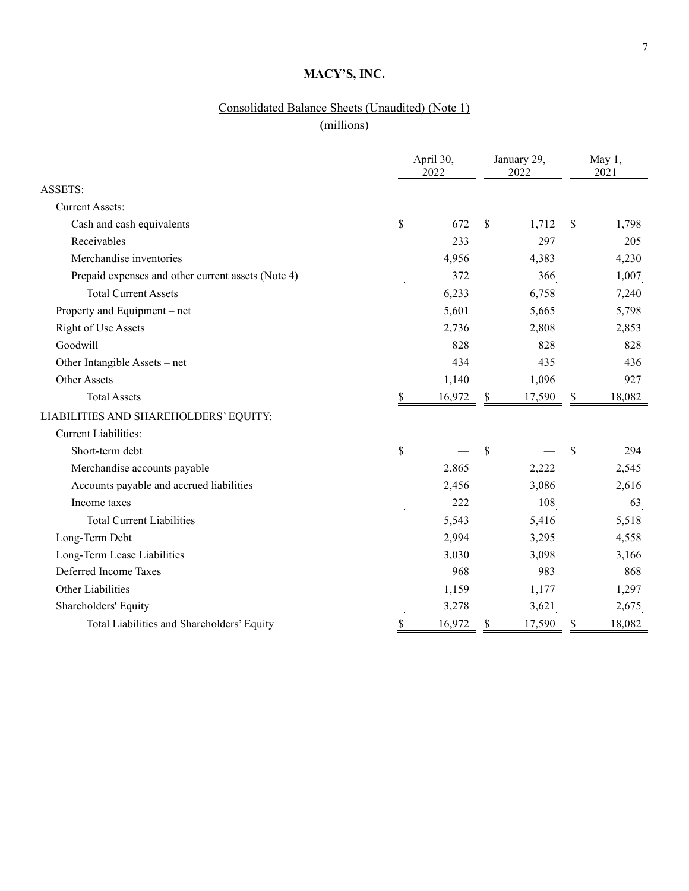# MACY'S, INC.

## Consolidated Balance Sheets (Unaudited) (Note 1)

(millions)

| | April 30, 2022 | January 29, 2022 | May 1, 2021 |
|---|---|---|---|
| ASSETS: | | | |
| Current Assets: | | | |
| Cash and cash equivalents | $ 672 | $ 1,712 | $ 1,798 |
| Receivables | 233 | 297 | 205 |
| Merchandise inventories | 4,956 | 4,383 | 4,230 |
| Prepaid expenses and other current assets (Note 4) | 372 | 366 | 1,007 |
| Total Current Assets | 6,233 | 6,758 | 7,240 |
| Property and Equipment – net | 5,601 | 5,665 | 5,798 |
| Right of Use Assets | 2,736 | 2,808 | 2,853 |
| Goodwill | 828 | 828 | 828 |
| Other Intangible Assets – net | 434 | 435 | 436 |
| Other Assets | 1,140 | 1,096 | 927 |
| Total Assets | $ 16,972 | $ 17,590 | $ 18,082 |
| LIABILITIES AND SHAREHOLDERS' EQUITY: | | | |
| Current Liabilities: | | | |
| Short-term debt | $ — | $ — | $ 294 |
| Merchandise accounts payable | 2,865 | 2,222 | 2,545 |
| Accounts payable and accrued liabilities | 2,456 | 3,086 | 2,616 |
| Income taxes | 222 | 108 | 63 |
| Total Current Liabilities | 5,543 | 5,416 | 5,518 |
| Long-Term Debt | 2,994 | 3,295 | 4,558 |
| Long-Term Lease Liabilities | 3,030 | 3,098 | 3,166 |
| Deferred Income Taxes | 968 | 983 | 868 |
| Other Liabilities | 1,159 | 1,177 | 1,297 |
| Shareholders' Equity | 3,278 | 3,621 | 2,675 |
| Total Liabilities and Shareholders' Equity | $ 16,972 | $ 17,590 | $ 18,082 |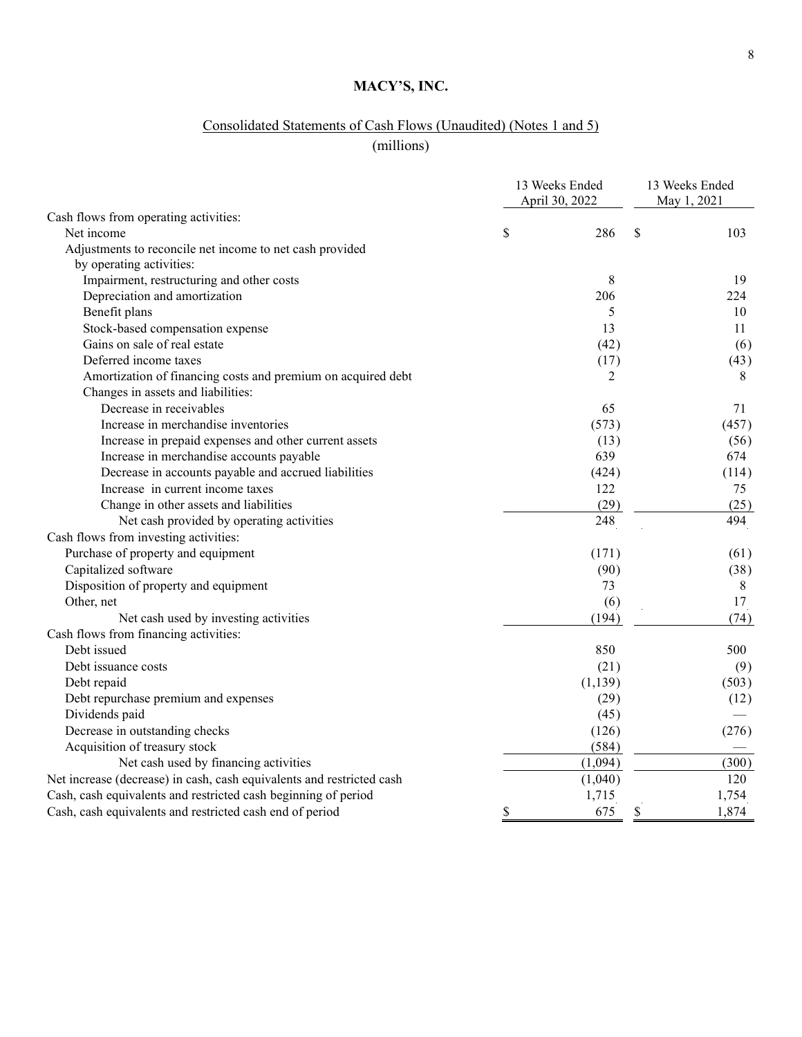# MACY'S, INC.

## Consolidated Statements of Cash Flows (Unaudited) (Notes 1 and 5)

(millions)

| | 13 Weeks Ended April 30, 2022 | 13 Weeks Ended May 1, 2021 |
|---|---|---|
| Cash flows from operating activities: | | |
| Net income | $ 286 | $ 103 |
| Adjustments to reconcile net income to net cash provided by operating activities: | | |
| Impairment, restructuring and other costs | 8 | 19 |
| Depreciation and amortization | 206 | 224 |
| Benefit plans | 5 | 10 |
| Stock-based compensation expense | 13 | 11 |
| Gains on sale of real estate | (42) | (6) |
| Deferred income taxes | (17) | (43) |
| Amortization of financing costs and premium on acquired debt | 2 | 8 |
| Changes in assets and liabilities: | | |
| Decrease in receivables | 65 | 71 |
| Increase in merchandise inventories | (573) | (457) |
| Increase in prepaid expenses and other current assets | (13) | (56) |
| Increase in merchandise accounts payable | 639 | 674 |
| Decrease in accounts payable and accrued liabilities | (424) | (114) |
| Increase in current income taxes | 122 | 75 |
| Change in other assets and liabilities | (29) | (25) |
| Net cash provided by operating activities | 248 | 494 |
| Cash flows from investing activities: | | |
| Purchase of property and equipment | (171) | (61) |
| Capitalized software | (90) | (38) |
| Disposition of property and equipment | 73 | 8 |
| Other, net | (6) | 17 |
| Net cash used by investing activities | (194) | (74) |
| Cash flows from financing activities: | | |
| Debt issued | 850 | 500 |
| Debt issuance costs | (21) | (9) |
| Debt repaid | (1,139) | (503) |
| Debt repurchase premium and expenses | (29) | (12) |
| Dividends paid | (45) | — |
| Decrease in outstanding checks | (126) | (276) |
| Acquisition of treasury stock | (584) | — |
| Net cash used by financing activities | (1,094) | (300) |
| Net increase (decrease) in cash, cash equivalents and restricted cash | (1,040) | 120 |
| Cash, cash equivalents and restricted cash beginning of period | 1,715 | 1,754 |
| Cash, cash equivalents and restricted cash end of period | $ 675 | $ 1,874 |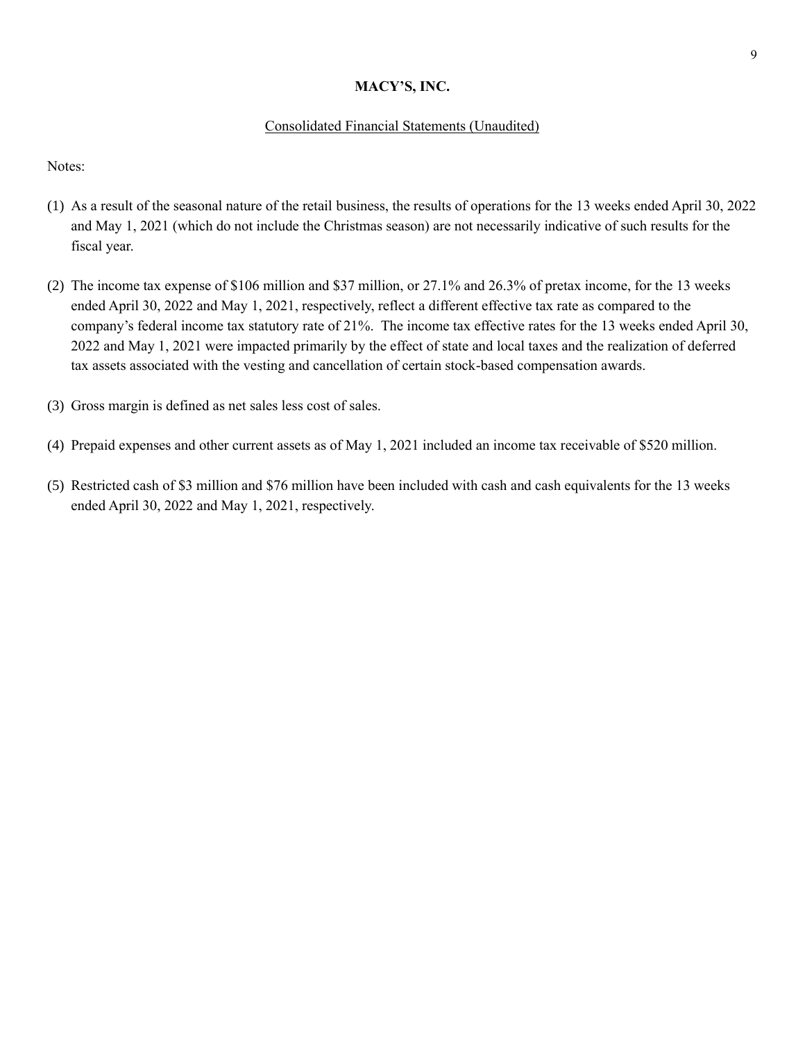**MACY'S, INC.**

Consolidated Financial Statements (Unaudited)

Notes:

(1) As a result of the seasonal nature of the retail business, the results of operations for the 13 weeks ended April 30, 2022 and May 1, 2021 (which do not include the Christmas season) are not necessarily indicative of such results for the fiscal year.

(2) The income tax expense of $106 million and $37 million, or 27.1% and 26.3% of pretax income, for the 13 weeks ended April 30, 2022 and May 1, 2021, respectively, reflect a different effective tax rate as compared to the company's federal income tax statutory rate of 21%. The income tax effective rates for the 13 weeks ended April 30, 2022 and May 1, 2021 were impacted primarily by the effect of state and local taxes and the realization of deferred tax assets associated with the vesting and cancellation of certain stock-based compensation awards.

(3) Gross margin is defined as net sales less cost of sales.

(4) Prepaid expenses and other current assets as of May 1, 2021 included an income tax receivable of $520 million.

(5) Restricted cash of $3 million and $76 million have been included with cash and cash equivalents for the 13 weeks ended April 30, 2022 and May 1, 2021, respectively.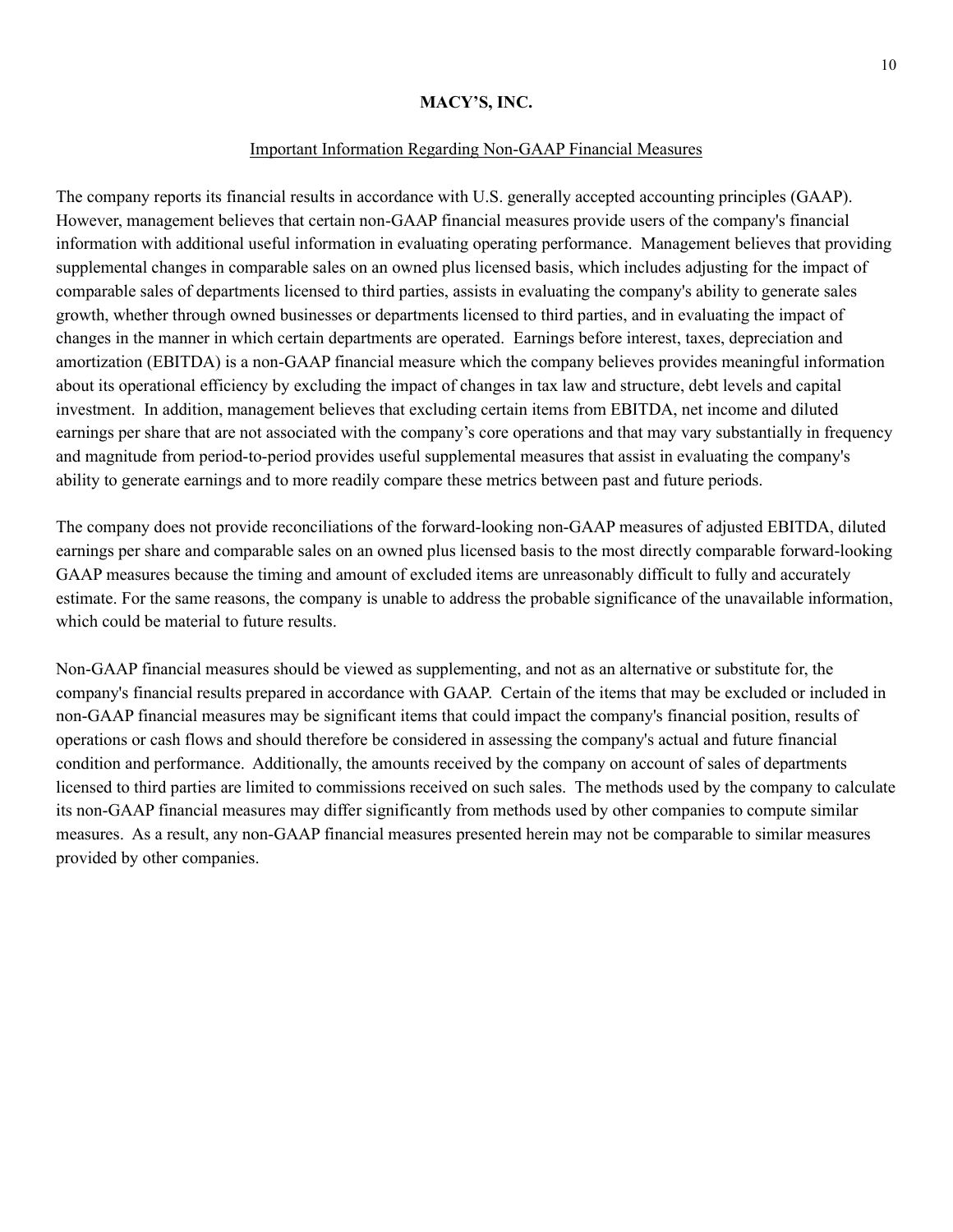# MACY'S, INC.

## Important Information Regarding Non-GAAP Financial Measures

The company reports its financial results in accordance with U.S. generally accepted accounting principles (GAAP). However, management believes that certain non-GAAP financial measures provide users of the company's financial information with additional useful information in evaluating operating performance. Management believes that providing supplemental changes in comparable sales on an owned plus licensed basis, which includes adjusting for the impact of comparable sales of departments licensed to third parties, assists in evaluating the company's ability to generate sales growth, whether through owned businesses or departments licensed to third parties, and in evaluating the impact of changes in the manner in which certain departments are operated. Earnings before interest, taxes, depreciation and amortization (EBITDA) is a non-GAAP financial measure which the company believes provides meaningful information about its operational efficiency by excluding the impact of changes in tax law and structure, debt levels and capital investment. In addition, management believes that excluding certain items from EBITDA, net income and diluted earnings per share that are not associated with the company's core operations and that may vary substantially in frequency and magnitude from period-to-period provides useful supplemental measures that assist in evaluating the company's ability to generate earnings and to more readily compare these metrics between past and future periods.

The company does not provide reconciliations of the forward-looking non-GAAP measures of adjusted EBITDA, diluted earnings per share and comparable sales on an owned plus licensed basis to the most directly comparable forward-looking GAAP measures because the timing and amount of excluded items are unreasonably difficult to fully and accurately estimate. For the same reasons, the company is unable to address the probable significance of the unavailable information, which could be material to future results.

Non-GAAP financial measures should be viewed as supplementing, and not as an alternative or substitute for, the company's financial results prepared in accordance with GAAP. Certain of the items that may be excluded or included in non-GAAP financial measures may be significant items that could impact the company's financial position, results of operations or cash flows and should therefore be considered in assessing the company's actual and future financial condition and performance. Additionally, the amounts received by the company on account of sales of departments licensed to third parties are limited to commissions received on such sales. The methods used by the company to calculate its non-GAAP financial measures may differ significantly from methods used by other companies to compute similar measures. As a result, any non-GAAP financial measures presented herein may not be comparable to similar measures provided by other companies.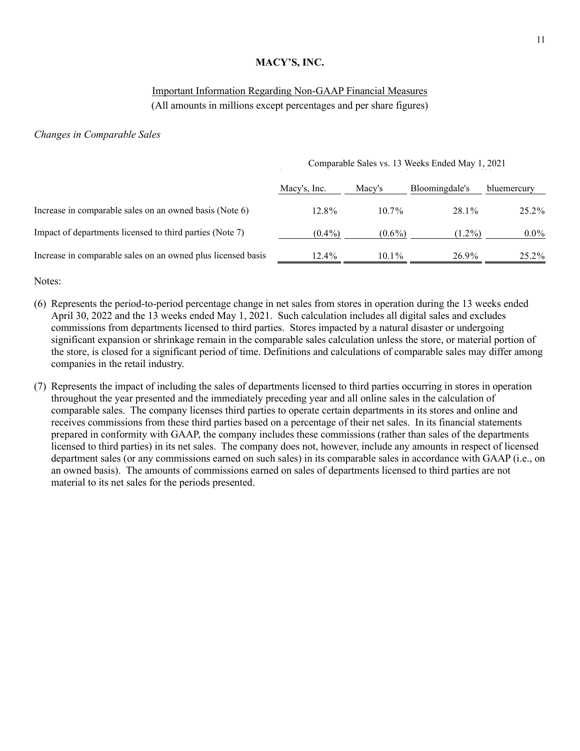**MACY'S, INC.**

Important Information Regarding Non-GAAP Financial Measures
(All amounts in millions except percentages and per share figures)

*Changes in Comparable Sales*

| | Comparable Sales vs. 13 Weeks Ended May 1, 2021 | | | |
|---|---|---|---|---|
| | Macy's, Inc. | Macy's | Bloomingdale's | bluemercury |
| Increase in comparable sales on an owned basis (Note 6) | 12.8% | 10.7% | 28.1% | 25.2% |
| Impact of departments licensed to third parties (Note 7) | (0.4%) | (0.6%) | (1.2%) | 0.0% |
| Increase in comparable sales on an owned plus licensed basis | 12.4% | 10.1% | 26.9% | 25.2% |

Notes:

(6) Represents the period-to-period percentage change in net sales from stores in operation during the 13 weeks ended April 30, 2022 and the 13 weeks ended May 1, 2021. Such calculation includes all digital sales and excludes commissions from departments licensed to third parties. Stores impacted by a natural disaster or undergoing significant expansion or shrinkage remain in the comparable sales calculation unless the store, or material portion of the store, is closed for a significant period of time. Definitions and calculations of comparable sales may differ among companies in the retail industry.

(7) Represents the impact of including the sales of departments licensed to third parties occurring in stores in operation throughout the year presented and the immediately preceding year and all online sales in the calculation of comparable sales. The company licenses third parties to operate certain departments in its stores and online and receives commissions from these third parties based on a percentage of their net sales. In its financial statements prepared in conformity with GAAP, the company includes these commissions (rather than sales of the departments licensed to third parties) in its net sales. The company does not, however, include any amounts in respect of licensed department sales (or any commissions earned on such sales) in its comparable sales in accordance with GAAP (i.e., on an owned basis). The amounts of commissions earned on sales of departments licensed to third parties are not material to its net sales for the periods presented.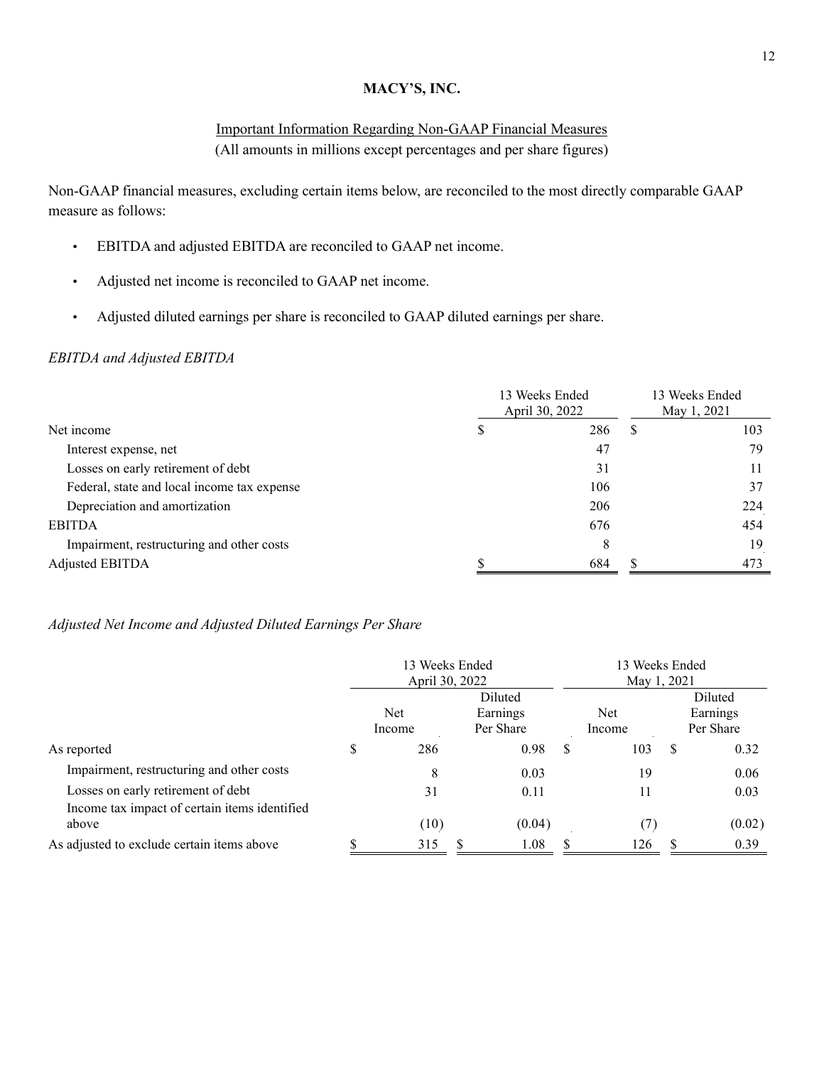**MACY'S, INC.**

Important Information Regarding Non-GAAP Financial Measures
(All amounts in millions except percentages and per share figures)

Non-GAAP financial measures, excluding certain items below, are reconciled to the most directly comparable GAAP measure as follows:

- EBITDA and adjusted EBITDA are reconciled to GAAP net income.
- Adjusted net income is reconciled to GAAP net income.
- Adjusted diluted earnings per share is reconciled to GAAP diluted earnings per share.

*EBITDA and Adjusted EBITDA*

| | 13 Weeks Ended April 30, 2022 | 13 Weeks Ended May 1, 2021 |
|---|---|---|
| Net income | $ 286 | $ 103 |
| Interest expense, net | 47 | 79 |
| Losses on early retirement of debt | 31 | 11 |
| Federal, state and local income tax expense | 106 | 37 |
| Depreciation and amortization | 206 | 224 |
| EBITDA | 676 | 454 |
| Impairment, restructuring and other costs | 8 | 19 |
| Adjusted EBITDA | $ 684 | $ 473 |

*Adjusted Net Income and Adjusted Diluted Earnings Per Share*

| | 13 Weeks Ended April 30, 2022 | | 13 Weeks Ended May 1, 2021 | |
|---|---|---|---|---|
| | Net Income | Diluted Earnings Per Share | Net Income | Diluted Earnings Per Share |
| As reported | $ 286 | 0.98 | $ 103 | $ 0.32 |
| Impairment, restructuring and other costs | 8 | 0.03 | 19 | 0.06 |
| Losses on early retirement of debt | 31 | 0.11 | 11 | 0.03 |
| Income tax impact of certain items identified above | (10) | (0.04) | (7) | (0.02) |
| As adjusted to exclude certain items above | $ 315 | $ 1.08 | $ 126 | $ 0.39 |